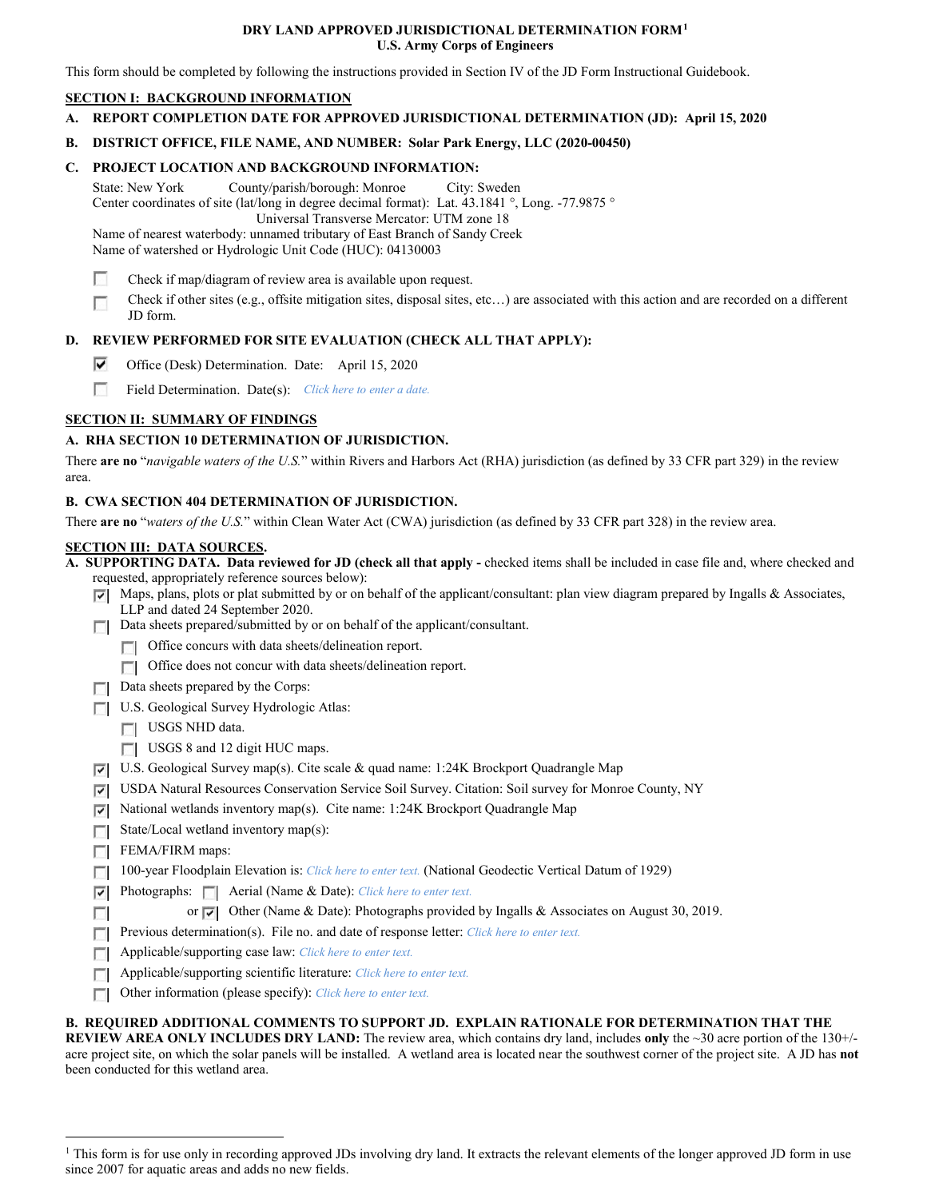# DRY LAND APPROVED JURISDICTIONAL DETERMINATION FORM[1]
## U.S. Army Corps of Engineers

This form should be completed by following the instructions provided in Section IV of the JD Form Instructional Guidebook.

## SECTION I: BACKGROUND INFORMATION

**A. REPORT COMPLETION DATE FOR APPROVED JURISDICTIONAL DETERMINATION (JD): April 15, 2020**

**B. DISTRICT OFFICE, FILE NAME, AND NUMBER: Solar Park Energy, LLC (2020-00450)**

**C. PROJECT LOCATION AND BACKGROUND INFORMATION:**

State: New York County/parish/borough: Monroe City: Sweden
Center coordinates of site (lat/long in degree decimal format): Lat. 43.1841 °, Long. -77.9875 °
Universal Transverse Mercator: UTM zone 18
Name of nearest waterbody: unnamed tributary of East Branch of Sandy Creek
Name of watershed or Hydrologic Unit Code (HUC): 04130003

- ☐ Check if map/diagram of review area is available upon request.
- ☐ Check if other sites (e.g., offsite mitigation sites, disposal sites, etc…) are associated with this action and are recorded on a different JD form.

**D. REVIEW PERFORMED FOR SITE EVALUATION (CHECK ALL THAT APPLY):**

- ☑ Office (Desk) Determination. Date: April 15, 2020
- ☐ Field Determination. Date(s): *Click here to enter a date.*

## SECTION II: SUMMARY OF FINDINGS

**A. RHA SECTION 10 DETERMINATION OF JURISDICTION.**

There **are no** "*navigable waters of the U.S.*" within Rivers and Harbors Act (RHA) jurisdiction (as defined by 33 CFR part 329) in the review area.

**B. CWA SECTION 404 DETERMINATION OF JURISDICTION.**

There **are no** "*waters of the U.S.*" within Clean Water Act (CWA) jurisdiction (as defined by 33 CFR part 328) in the review area.

## SECTION III: DATA SOURCES.

**A. SUPPORTING DATA. Data reviewed for JD (check all that apply -** checked items shall be included in case file and, where checked and requested, appropriately reference sources below):

- ☑ Maps, plans, plots or plat submitted by or on behalf of the applicant/consultant: plan view diagram prepared by Ingalls & Associates, LLP and dated 24 September 2020.
- ☐ Data sheets prepared/submitted by or on behalf of the applicant/consultant.
  - ☐ Office concurs with data sheets/delineation report.
  - ☐ Office does not concur with data sheets/delineation report.
- ☐ Data sheets prepared by the Corps:
- ☐ U.S. Geological Survey Hydrologic Atlas:
  - ☐ USGS NHD data.
  - ☐ USGS 8 and 12 digit HUC maps.
- ☑ U.S. Geological Survey map(s). Cite scale & quad name: 1:24K Brockport Quadrangle Map
- ☑ USDA Natural Resources Conservation Service Soil Survey. Citation: Soil survey for Monroe County, NY
- ☑ National wetlands inventory map(s). Cite name: 1:24K Brockport Quadrangle Map
- ☐ State/Local wetland inventory map(s):
- ☐ FEMA/FIRM maps:
- ☐ 100-year Floodplain Elevation is: *Click here to enter text.* (National Geodectic Vertical Datum of 1929)
- ☑ Photographs: ☐ Aerial (Name & Date): *Click here to enter text.*
- ☐ or ☑ Other (Name & Date): Photographs provided by Ingalls & Associates on August 30, 2019.
- ☐ Previous determination(s). File no. and date of response letter: *Click here to enter text.*
- ☐ Applicable/supporting case law: *Click here to enter text.*
- ☐ Applicable/supporting scientific literature: *Click here to enter text.*
- ☐ Other information (please specify): *Click here to enter text.*

**B. REQUIRED ADDITIONAL COMMENTS TO SUPPORT JD. EXPLAIN RATIONALE FOR DETERMINATION THAT THE REVIEW AREA ONLY INCLUDES DRY LAND:** The review area, which contains dry land, includes **only** the ~30 acre portion of the 130+/- acre project site, on which the solar panels will be installed. A wetland area is located near the southwest corner of the project site. A JD has **not** been conducted for this wetland area.

---

[1] This form is for use only in recording approved JDs involving dry land. It extracts the relevant elements of the longer approved JD form in use since 2007 for aquatic areas and adds no new fields.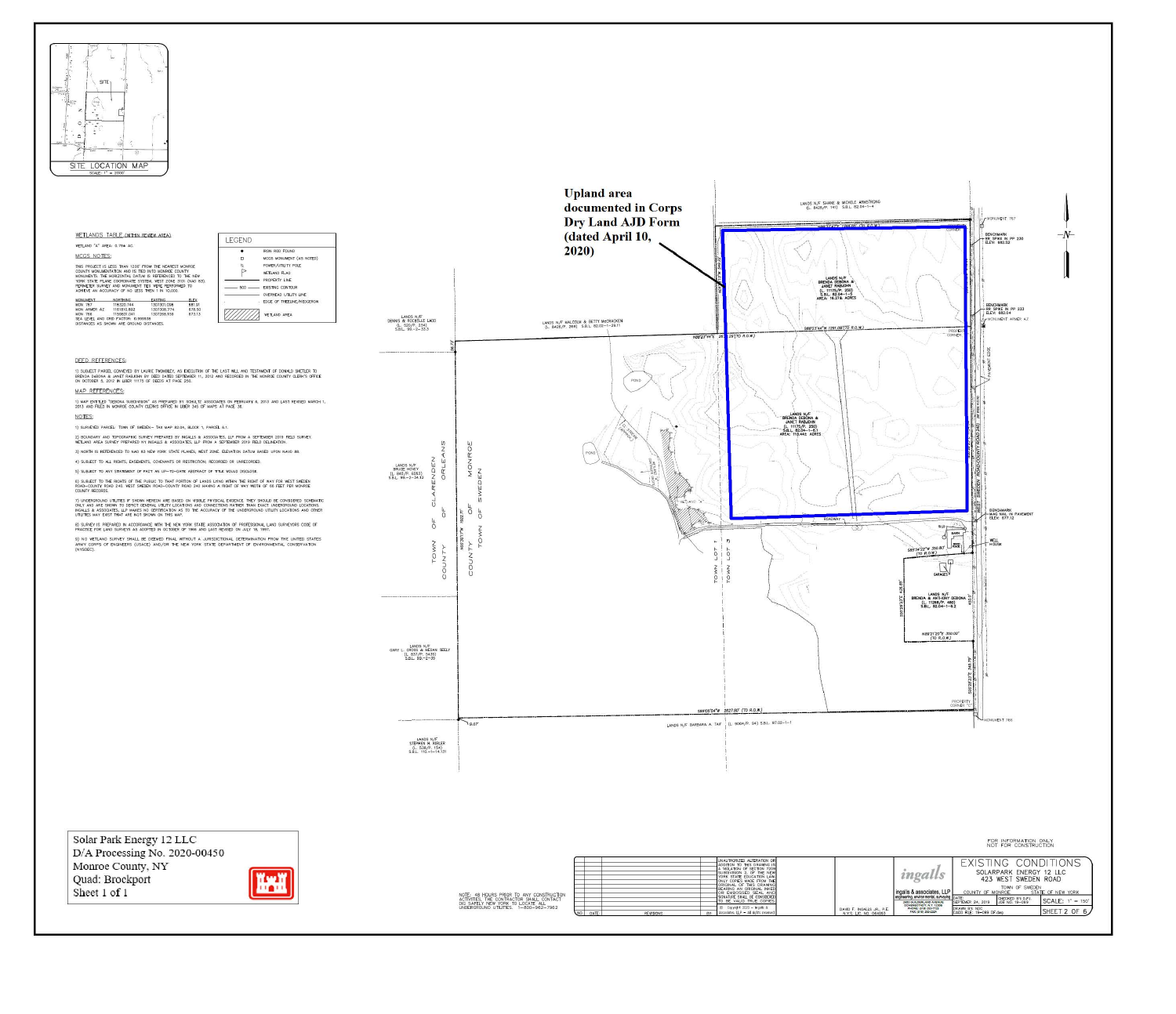Upland area documented in Corps Dry Land AJD Form (dated April 10, 2020)

SITE LOCATION MAP
SCALE: 1" = 2000'

WETLANDS TABLE (WITHIN REVIEW AREA)

WETLAND "A" AREA: 0.764 AC.

MCGS NOTES:

THIS PROJECT IS LESS THAN 1200' FROM THE NEAREST MONROE COUNTY MONUMENTATION AND IS TIED INTO MONROE COUNTY MONUMENTS. THE HORIZONTAL DATUM IS REFERENCED TO THE NEW YORK STATE PLANE COORDINATE SYSTEM, WEST ZONE 3103 (NAD 83). PERIMETER SURVEY AND MONUMENT TIES WERE PERFORMED TO ACHIEVE AN ACCURACY OF NO LESS THAN 1 IN 10,000.

| MONUMENT | NORTHING | EASTING | ELEV. |
|---|---|---|---|
| MON 767 | 1165320.744 | 1307301.098 | 681.91 |
| MON ARMER A2 | 1161810.632 | 1307306.774 | 676.50 |
| MON 766 | 1159831.041 | 1307288.158 | 673.13 |

SEA LEVEL AND GRID FACTOR: 0.999938
DISTANCES AS SHOWN ARE GROUND DISTANCES.

LEGEND

- IRON ROD FOUND
- MCGS MONUMENT (AS NOTED)
- POWER/UTILITY POLE
- WETLAND FLAG
- PROPERTY LINE
- 500 — EXISTING CONTOUR
- OVERHEAD UTILITY LINE
- EDGE OF TREELINE/HEDGEROW
- WETLAND AREA

DEED REFERENCES:

1) SUBJECT PARCEL CONVEYED BY LAURIE TWOMBLEY, AS EXECUTRIX OF THE LAST WILL AND TESTAMENT OF DONALD SHETLER TO BRENDA DEBONA & JANET RABJOHN BY DEED DATED SEPTEMBER 11, 2012 AND RECORDED IN THE MONROE COUNTY CLERK'S OFFICE ON OCTOBER 5, 2012 IN LIBER 11175 OF DEEDS AT PAGE 250.

MAP REFERENCES:

1) MAP ENTITLED "DEBONA SUBDIVISION" AS PREPARED BY SCHULTZ ASSOCIATES ON FEBRUARY 6, 2013 AND LAST REVISED MARCH 1, 2013 AND FILED IN MONROE COUNTY CLERKS OFFICE IN LIBER 345 OF MAPS AT PAGE 38.

NOTES:

1) SURVEYED PARCEL: TOWN OF SWEDEN - TAX MAP 82.04, BLOCK 1, PARCEL 6.1.

2) BOUNDARY AND TOPOGRAPHIC SURVEY PREPARED BY INGALLS & ASSOCIATES, LLP FROM A SEPTEMBER 2019 FIELD SURVEY. WETLAND AREA SURVEY PREPARED BY INGALLS & ASSOCIATES, LLP FROM A SEPTEMBER 2019 FIELD DELINEATION.

3) NORTH IS REFERENCED TO NAD 83 NEW YORK STATE PLANES, WEST ZONE. ELEVATION DATUM BASED UPON NAVD 88.

4) SUBJECT TO ALL RIGHTS, EASEMENTS, COVENANTS OR RESTRICTION, RECORDED OR UNRECORDED.

5) SUBJECT TO ANY STATEMENT OF FACT AN UP-TO-DATE ABSTRACT OF TITLE WOULD DISCLOSE.

6) SUBJECT TO THE RIGHTS OF THE PUBLIC TO THAT PORTION OF LANDS LYING WITHIN THE RIGHT OF WAY FOR WEST SWEDEN ROAD-COUNTY ROAD 240. WEST SWEDEN ROAD-COUNTY ROAD 240 HAVING A RIGHT OF WAY WIDTH OF 66 FEET PER MONROE COUNTY RECORDS.

7) UNDERGROUND UTILITIES IF SHOWN HEREON ARE BASED ON VISIBLE PHYSICAL EVIDENCE. THEY SHOULD BE CONSIDERED SCHEMATIC ONLY AND ARE SHOWN TO DEPICT GENERAL UTILITY LOCATIONS AND CONNECTIONS RATHER THAN EXACT UNDERGROUND LOCATIONS. INGALLS & ASSOCIATES, LLP MAKES NO CERTIFICATION AS TO THE ACCURACY OF THE UNDERGROUND UTILITY LOCATIONS AND OTHER UTILITIES MAY EXIST THAT ARE NOT SHOWN ON THIS MAP.

8) SURVEY IS PREPARED IN ACCORDANCE WITH THE NEW YORK STATE ASSOCIATION OF PROFESSIONAL LAND SURVEYORS CODE OF PRACTICE FOR LAND SURVEYS AS ADOPTED IN OCTOBER OF 1966 AND LAST REVISED ON JULY 18, 1997.

9) NO WETLAND SURVEY SHALL BE DEEMED FINAL WITHOUT A JURISDICTIONAL DETERMINATION FROM THE UNITED STATES ARMY CORPS OF ENGINEERS (USACE) AND/OR THE NEW YORK STATE DEPARTMENT OF ENVIRONMENTAL CONSERVATION (NYSDEC).

LANDS N/F SHANE & MICHELE ARMSTRONG (L. 9428/P. 141) S.B.L. 82.04-1-4

LANDS N/F BRENDA DEBONA & JANET RABJOHN (L. 11175/P. 250) S.B.L. 82.04-1-5 AREA: 16.27± ACRES

LANDS N/F BRENDA DEBONA & JANET RABJOHN (L. 11175/P. 250) S.B.L. 82.04-1-6.1 AREA: 113.44± ACRES

LANDS N/F BRENDA & ANTHONY DEBONA (L. 11266/P. 460) S.B.L. 82.04-1-6.2

LANDS N/F MALCOLM & BETTY McCRACKEN (L. 8426/P. 366) S.B.L. 82.02-1-28.11

LANDS N/F DENNIS & ROCHELLE LADD (L. 520/P. 234) S.B.L. 99.-2-33.3

LANDS N/F BRUCE HONEY (L. 842/P. 6053) S.B.L. 99.-2-34.12

LANDS N/F GARY L. DROSS & MEGAN SEELY (L. 837/P. 3435) S.B.L. 99.-2-36

LANDS N/F STEPHEN M. KIRBER (L. 536/P. 154) S.B.L. 112.-1-14.131

LANDS N/F BARBARA A. TAIT (L. 9004/P. 24) S.B.L. 97.02-1-1

TOWN OF CLARENDON COUNTY OF ORLEANS
COUNTY OF MONROE TOWN OF SWEDEN
TOWN LOT 1 / TOWN LOT 3

BENCHMARK RR SPIKE IN PP 230 ELEV. 682.52
BENCHMARK RR SPIKE IN PP 233 ELEV. 682.04
BENCHMARK MAG NAIL IN PAVEMENT ELEV. 677.12
MONUMENT 767
MONUMENT ARMER A2
MONUMENT 766
WEST SWEDEN ROAD-COUNTY ROAD 240
POND
ROADWAY
BARN
GARAGE
WELL
HOUSE
PROPERTY CORNER

Solar Park Energy 12 LLC
D/A Processing No. 2020-00450
Monroe County, NY
Quad: Brockport
Sheet 1 of 1

NOTE: 48 HOURS PRIOR TO ANY CONSTRUCTION ACTIVITIES, THE CONTRACTOR SHALL CONTACT DIG SAFELY NEW YORK TO LOCATE ALL UNDERGROUND UTILITIES. 1-800-962-7962

FOR INFORMATION ONLY
NOT FOR CONSTRUCTION

EXISTING CONDITIONS
SOLARPARK ENERGY 12 LLC
423 WEST SWEDEN ROAD
TOWN OF SWEDEN
COUNTY OF MONROE STATE OF NEW YORK

DATE: SEPTEMBER 24, 2019
SCALE: 1" = 150'
JOB NO. 19-099
SHEET 2 OF 6

DAVID F. INGALLS JR., P.E.
N.Y.S. LIC. NO. 064953

ingalls & associates, LLP
engineering, environmental, surveying